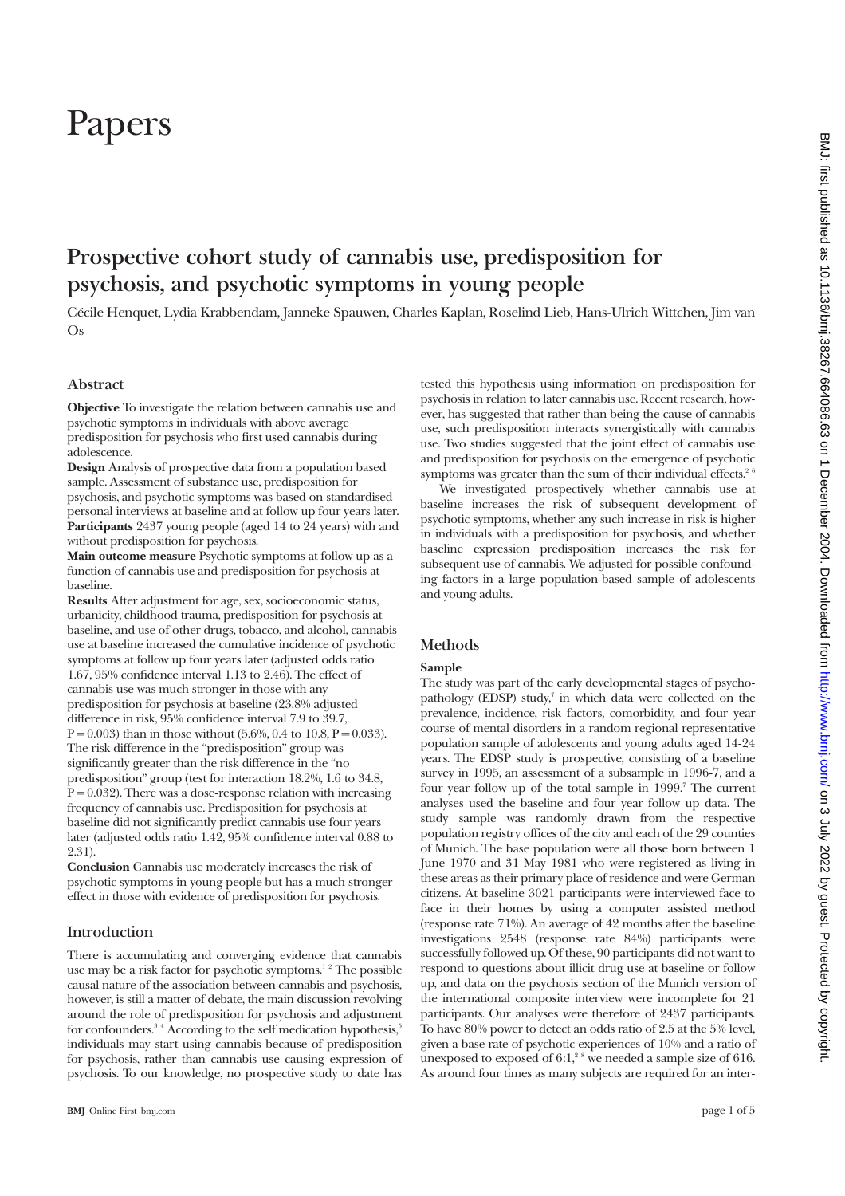# Papers

## Prospective cohort study of cannabis use, predisposition for psychosis, and psychotic symptoms in young people

Cécile Henquet, Lydia Krabbendam, Janneke Spauwen, Charles Kaplan, Roselind Lieb, Hans-Ulrich Wittchen, Jim van Os

### Abstract

**Objective** To investigate the relation between cannabis use and psychotic symptoms in individuals with above average predisposition for psychosis who first used cannabis during adolescence.

**Design** Analysis of prospective data from a population based sample. Assessment of substance use, predisposition for psychosis, and psychotic symptoms was based on standardised personal interviews at baseline and at follow up four years later.

**Participants** 2437 young people (aged 14 to 24 years) with and without predisposition for psychosis.

**Main outcome measure** Psychotic symptoms at follow up as a function of cannabis use and predisposition for psychosis at baseline.

**Results** After adjustment for age, sex, socioeconomic status, urbanicity, childhood trauma, predisposition for psychosis at baseline, and use of other drugs, tobacco, and alcohol, cannabis use at baseline increased the cumulative incidence of psychotic symptoms at follow up four years later (adjusted odds ratio 1.67, 95% confidence interval 1.13 to 2.46). The effect of cannabis use was much stronger in those with any predisposition for psychosis at baseline (23.8% adjusted difference in risk, 95% confidence interval 7.9 to 39.7, $P = 0.003$) than in those without (5.6%, 0.4 to 10.8, $P = 0.033$). The risk difference in the "predisposition" group was significantly greater than the risk difference in the "no predisposition" group (test for interaction 18.2%, 1.6 to 34.8, $P = 0.032$). There was a dose-response relation with increasing frequency of cannabis use. Predisposition for psychosis at baseline did not significantly predict cannabis use four years later (adjusted odds ratio 1.42, 95% confidence interval 0.88 to 2.31).

**Conclusion** Cannabis use moderately increases the risk of psychotic symptoms in young people but has a much stronger effect in those with evidence of predisposition for psychosis.

### Introduction

There is accumulating and converging evidence that cannabis use may be a risk factor for psychotic symptoms.[1 2] The possible causal nature of the association between cannabis and psychosis, however, is still a matter of debate, the main discussion revolving around the role of predisposition for psychosis and adjustment for confounders.[3 4] According to the self medication hypothesis,[5] individuals may start using cannabis because of predisposition for psychosis, rather than cannabis use causing expression of psychosis. To our knowledge, no prospective study to date has tested this hypothesis using information on predisposition for psychosis in relation to later cannabis use. Recent research, however, has suggested that rather than being the cause of cannabis use, such predisposition interacts synergistically with cannabis use. Two studies suggested that the joint effect of cannabis use and predisposition for psychosis on the emergence of psychotic symptoms was greater than the sum of their individual effects.[2 6]

We investigated prospectively whether cannabis use at baseline increases the risk of subsequent development of psychotic symptoms, whether any such increase in risk is higher in individuals with a predisposition for psychosis, and whether baseline expression predisposition increases the risk for subsequent use of cannabis. We adjusted for possible confounding factors in a large population-based sample of adolescents and young adults.

### Methods

#### Sample

The study was part of the early developmental stages of psychopathology (EDSP) study,[7] in which data were collected on the prevalence, incidence, risk factors, comorbidity, and four year course of mental disorders in a random regional representative population sample of adolescents and young adults aged 14-24 years. The EDSP study is prospective, consisting of a baseline survey in 1995, an assessment of a subsample in 1996-7, and a four year follow up of the total sample in 1999.[7] The current analyses used the baseline and four year follow up data. The study sample was randomly drawn from the respective population registry offices of the city and each of the 29 counties of Munich. The base population were all those born between 1 June 1970 and 31 May 1981 who were registered as living in these areas as their primary place of residence and were German citizens. At baseline 3021 participants were interviewed face to face in their homes by using a computer assisted method (response rate 71%). An average of 42 months after the baseline investigations 2548 (response rate 84%) participants were successfully followed up. Of these, 90 participants did not want to respond to questions about illicit drug use at baseline or follow up, and data on the psychosis section of the Munich version of the international composite interview were incomplete for 21 participants. Our analyses were therefore of 2437 participants. To have 80% power to detect an odds ratio of 2.5 at the 5% level, given a base rate of psychotic experiences of 10% and a ratio of unexposed to exposed of 6:1,[2 8] we needed a sample size of 616. As around four times as many subjects are required for an inter-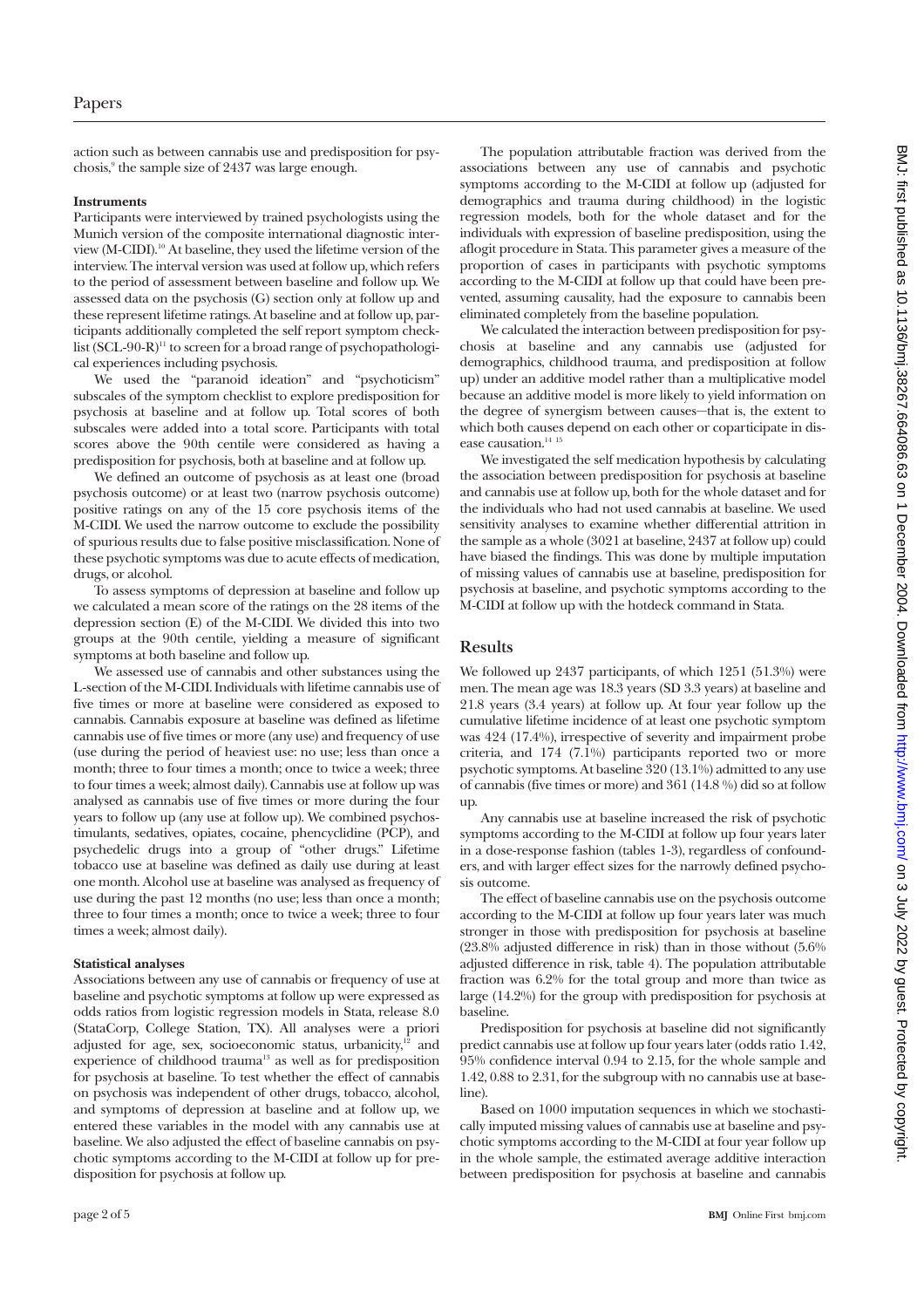action such as between cannabis use and predisposition for psychosis,[9] the sample size of 2437 was large enough.

#### Instruments

Participants were interviewed by trained psychologists using the Munich version of the composite international diagnostic interview (M-CIDI).[10] At baseline, they used the lifetime version of the interview. The interval version was used at follow up, which refers to the period of assessment between baseline and follow up. We assessed data on the psychosis (G) section only at follow up and these represent lifetime ratings. At baseline and at follow up, participants additionally completed the self report symptom checklist (SCL-90-R)[11] to screen for a broad range of psychopathological experiences including psychosis.

We used the "paranoid ideation" and "psychoticism" subscales of the symptom checklist to explore predisposition for psychosis at baseline and at follow up. Total scores of both subscales were added into a total score. Participants with total scores above the 90th centile were considered as having a predisposition for psychosis, both at baseline and at follow up.

We defined an outcome of psychosis as at least one (broad psychosis outcome) or at least two (narrow psychosis outcome) positive ratings on any of the 15 core psychosis items of the M-CIDI. We used the narrow outcome to exclude the possibility of spurious results due to false positive misclassification. None of these psychotic symptoms was due to acute effects of medication, drugs, or alcohol.

To assess symptoms of depression at baseline and follow up we calculated a mean score of the ratings on the 28 items of the depression section (E) of the M-CIDI. We divided this into two groups at the 90th centile, yielding a measure of significant symptoms at both baseline and follow up.

We assessed use of cannabis and other substances using the L-section of the M-CIDI. Individuals with lifetime cannabis use of five times or more at baseline were considered as exposed to cannabis. Cannabis exposure at baseline was defined as lifetime cannabis use of five times or more (any use) and frequency of use (use during the period of heaviest use: no use; less than once a month; three to four times a month; once to twice a week; three to four times a week; almost daily). Cannabis use at follow up was analysed as cannabis use of five times or more during the four years to follow up (any use at follow up). We combined psychostimulants, sedatives, opiates, cocaine, phencyclidine (PCP), and psychedelic drugs into a group of "other drugs." Lifetime tobacco use at baseline was defined as daily use during at least one month. Alcohol use at baseline was defined as frequency of use during the past 12 months (no use; less than once a month; three to four times a month; once to twice a week; three to four times a week; almost daily).

#### Statistical analyses

Associations between any use of cannabis or frequency of use at baseline and psychotic symptoms at follow up were expressed as odds ratios from logistic regression models in Stata, release 8.0 (StataCorp, College Station, TX). All analyses were a priori adjusted for age, sex, socioeconomic status, urbanicity,[12] and experience of childhood trauma[13] as well as for predisposition for psychosis at baseline. To test whether the effect of cannabis on psychosis was independent of other drugs, tobacco, alcohol, and symptoms of depression at baseline and at follow up, we entered these variables in the model with any cannabis use at baseline. We also adjusted the effect of baseline cannabis on psychotic symptoms according to the M-CIDI at follow up for predisposition for psychosis at follow up.

The population attributable fraction was derived from the associations between any use of cannabis and psychotic symptoms according to the M-CIDI at follow up (adjusted for demographics and trauma during childhood) in the logistic regression models, both for the whole dataset and for the individuals with expression of baseline predisposition, using the aflogit procedure in Stata. This parameter gives a measure of the proportion of cases in participants with psychotic symptoms according to the M-CIDI at follow up that could have been prevented, assuming causality, had the exposure to cannabis been eliminated completely from the baseline population.

We calculated the interaction between predisposition for psychosis at baseline and any cannabis use (adjusted for demographics, childhood trauma, and predisposition at follow up) under an additive model rather than a multiplicative model because an additive model is more likely to yield information on the degree of synergism between causes—that is, the extent to which both causes depend on each other or coparticipate in disease causation.[14 15]

We investigated the self medication hypothesis by calculating the association between predisposition for psychosis at baseline and cannabis use at follow up, both for the whole dataset and for the individuals who had not used cannabis at baseline. We used sensitivity analyses to examine whether differential attrition in the sample as a whole (3021 at baseline, 2437 at follow up) could have biased the findings. This was done by multiple imputation of missing values of cannabis use at baseline, predisposition for psychosis at baseline, and psychotic symptoms according to the M-CIDI at follow up with the hotdeck command in Stata.

## Results

We followed up 2437 participants, of which 1251 (51.3%) were men. The mean age was 18.3 years (SD 3.3 years) at baseline and 21.8 years (3.4 years) at follow up. At four year follow up the cumulative lifetime incidence of at least one psychotic symptom was 424 (17.4%), irrespective of severity and impairment probe criteria, and 174 (7.1%) participants reported two or more psychotic symptoms. At baseline 320 (13.1%) admitted to any use of cannabis (five times or more) and 361 (14.8 %) did so at follow up.

Any cannabis use at baseline increased the risk of psychotic symptoms according to the M-CIDI at follow up four years later in a dose-response fashion (tables 1-3), regardless of confounders, and with larger effect sizes for the narrowly defined psychosis outcome.

The effect of baseline cannabis use on the psychosis outcome according to the M-CIDI at follow up four years later was much stronger in those with predisposition for psychosis at baseline (23.8% adjusted difference in risk) than in those without (5.6% adjusted difference in risk, table 4). The population attributable fraction was 6.2% for the total group and more than twice as large (14.2%) for the group with predisposition for psychosis at baseline.

Predisposition for psychosis at baseline did not significantly predict cannabis use at follow up four years later (odds ratio 1.42, 95% confidence interval 0.94 to 2.15, for the whole sample and 1.42, 0.88 to 2.31, for the subgroup with no cannabis use at baseline).

Based on 1000 imputation sequences in which we stochastically imputed missing values of cannabis use at baseline and psychotic symptoms according to the M-CIDI at four year follow up in the whole sample, the estimated average additive interaction between predisposition for psychosis at baseline and cannabis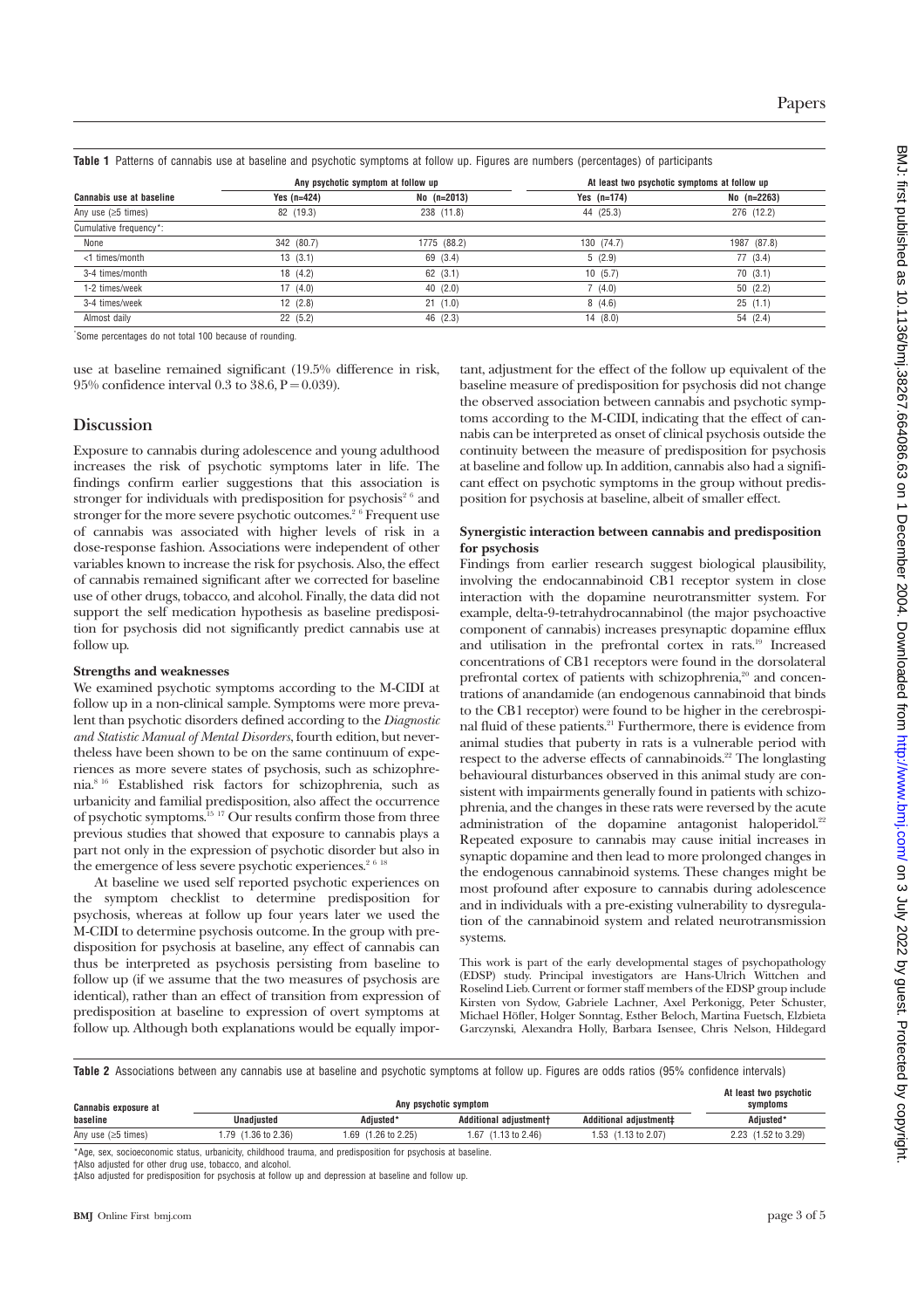**Table 1** Patterns of cannabis use at baseline and psychotic symptoms at follow up. Figures are numbers (percentages) of participants

| Cannabis use at baseline | Any psychotic symptom at follow up | | At least two psychotic symptoms at follow up | |
|---|---|---|---|---|
| | Yes (n=424) | No (n=2013) | Yes (n=174) | No (n=2263) |
| Any use (≥5 times) | 82 (19.3) | 238 (11.8) | 44 (25.3) | 276 (12.2) |
| Cumulative frequency*: | | | | |
| None | 342 (80.7) | 1775 (88.2) | 130 (74.7) | 1987 (87.8) |
| <1 times/month | 13 (3.1) | 69 (3.4) | 5 (2.9) | 77 (3.4) |
| 3-4 times/month | 18 (4.2) | 62 (3.1) | 10 (5.7) | 70 (3.1) |
| 1-2 times/week | 17 (4.0) | 40 (2.0) | 7 (4.0) | 50 (2.2) |
| 3-4 times/week | 12 (2.8) | 21 (1.0) | 8 (4.6) | 25 (1.1) |
| Almost daily | 22 (5.2) | 46 (2.3) | 14 (8.0) | 54 (2.4) |

*Some percentages do not total 100 because of rounding.

use at baseline remained significant (19.5% difference in risk, 95% confidence interval 0.3 to 38.6, P = 0.039).

## Discussion

Exposure to cannabis during adolescence and young adulthood increases the risk of psychotic symptoms later in life. The findings confirm earlier suggestions that this association is stronger for individuals with predisposition for psychosis[2 6] and stronger for the more severe psychotic outcomes.[2 6] Frequent use of cannabis was associated with higher levels of risk in a dose-response fashion. Associations were independent of other variables known to increase the risk for psychosis. Also, the effect of cannabis remained significant after we corrected for baseline use of other drugs, tobacco, and alcohol. Finally, the data did not support the self medication hypothesis as baseline predisposition for psychosis did not significantly predict cannabis use at follow up.

### Strengths and weaknesses

We examined psychotic symptoms according to the M-CIDI at follow up in a non-clinical sample. Symptoms were more prevalent than psychotic disorders defined according to the *Diagnostic and Statistic Manual of Mental Disorders*, fourth edition, but nevertheless have been shown to be on the same continuum of experiences as more severe states of psychosis, such as schizophrenia.[8 16] Established risk factors for schizophrenia, such as urbanicity and familial predisposition, also affect the occurrence of psychotic symptoms.[15 17] Our results confirm those from three previous studies that showed that exposure to cannabis plays a part not only in the expression of psychotic disorder but also in the emergence of less severe psychotic experiences.[2 6 18]

At baseline we used self reported psychotic experiences on the symptom checklist to determine predisposition for psychosis, whereas at follow up four years later we used the M-CIDI to determine psychosis outcome. In the group with predisposition for psychosis at baseline, any effect of cannabis can thus be interpreted as psychosis persisting from baseline to follow up (if we assume that the two measures of psychosis are identical), rather than an effect of transition from expression of predisposition at baseline to expression of overt symptoms at follow up. Although both explanations would be equally important, adjustment for the effect of the follow up equivalent of the baseline measure of predisposition for psychosis did not change the observed association between cannabis and psychotic symptoms according to the M-CIDI, indicating that the effect of cannabis can be interpreted as onset of clinical psychosis outside the continuity between the measure of predisposition for psychosis at baseline and follow up. In addition, cannabis also had a significant effect on psychotic symptoms in the group without predisposition for psychosis at baseline, albeit of smaller effect.

### Synergistic interaction between cannabis and predisposition for psychosis

Findings from earlier research suggest biological plausibility, involving the endocannabinoid CB1 receptor system in close interaction with the dopamine neurotransmitter system. For example, delta-9-tetrahydrocannabinol (the major psychoactive component of cannabis) increases presynaptic dopamine efflux and utilisation in the prefrontal cortex in rats.[19] Increased concentrations of CB1 receptors were found in the dorsolateral prefrontal cortex of patients with schizophrenia,[20] and concentrations of anandamide (an endogenous cannabinoid that binds to the CB1 receptor) were found to be higher in the cerebrospinal fluid of these patients.[21] Furthermore, there is evidence from animal studies that puberty in rats is a vulnerable period with respect to the adverse effects of cannabinoids.[22] The longlasting behavioural disturbances observed in this animal study are consistent with impairments generally found in patients with schizophrenia, and the changes in these rats were reversed by the acute administration of the dopamine antagonist haloperidol.[22] Repeated exposure to cannabis may cause initial increases in synaptic dopamine and then lead to more prolonged changes in the endogenous cannabinoid systems. These changes might be most profound after exposure to cannabis during adolescence and in individuals with a pre-existing vulnerability to dysregulation of the cannabinoid system and related neurotransmission systems.

This work is part of the early developmental stages of psychopathology (EDSP) study. Principal investigators are Hans-Ulrich Wittchen and Roselind Lieb. Current or former staff members of the EDSP group include Kirsten von Sydow, Gabriele Lachner, Axel Perkonigg, Peter Schuster, Michael Höfler, Holger Sonntag, Esther Beloch, Martina Fuetsch, Elzbieta Garczynski, Alexandra Holly, Barbara Isensee, Chris Nelson, Hildegard

**Table 2** Associations between any cannabis use at baseline and psychotic symptoms at follow up. Figures are odds ratios (95% confidence intervals)

| Cannabis exposure at baseline | Any psychotic symptom | | | | At least two psychotic symptoms |
|---|---|---|---|---|---|
| | Unadjusted | Adjusted* | Additional adjustment† | Additional adjustment‡ | Adjusted* |
| Any use (≥5 times) | 1.79 (1.36 to 2.36) | 1.69 (1.26 to 2.25) | 1.67 (1.13 to 2.46) | 1.53 (1.13 to 2.07) | 2.23 (1.52 to 3.29) |

*Age, sex, socioeconomic status, urbanicity, childhood trauma, and predisposition for psychosis at baseline.
†Also adjusted for other drug use, tobacco, and alcohol.
‡Also adjusted for predisposition for psychosis at follow up and depression at baseline and follow up.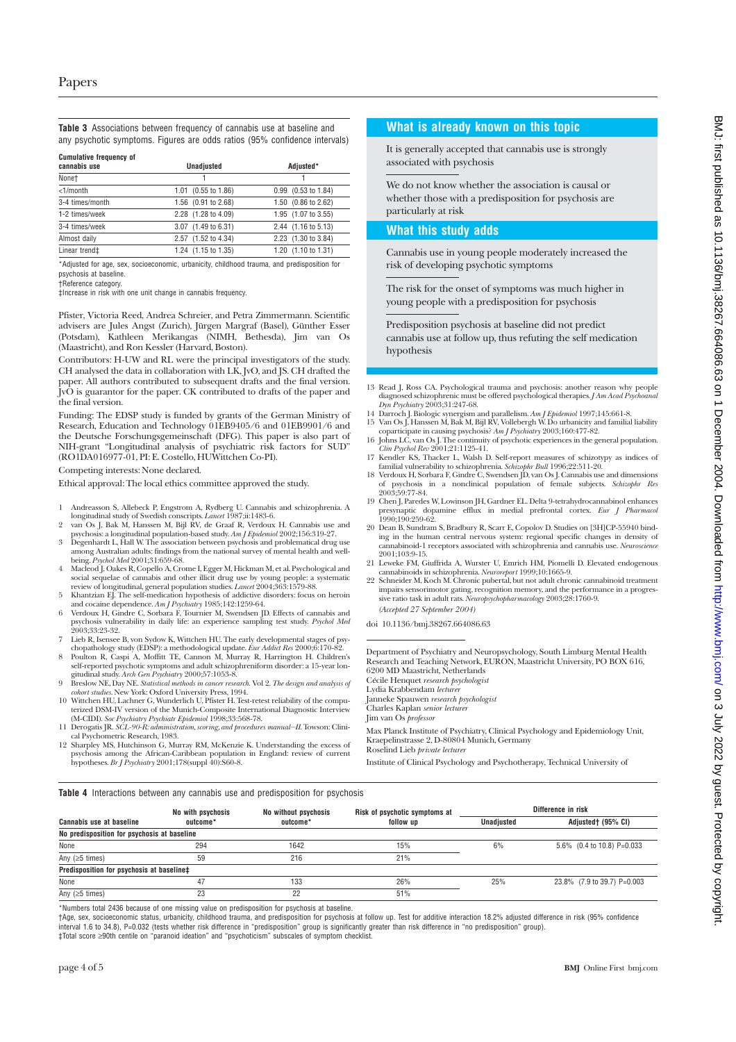**Table 3** Associations between frequency of cannabis use at baseline and any psychotic symptoms. Figures are odds ratios (95% confidence intervals)

| Cumulative frequency of cannabis use | Unadjusted | Adjusted* |
|---|---|---|
| None† | 1 | 1 |
| <1/month | 1.01 (0.55 to 1.86) | 0.99 (0.53 to 1.84) |
| 3-4 times/month | 1.56 (0.91 to 2.68) | 1.50 (0.86 to 2.62) |
| 1-2 times/week | 2.28 (1.28 to 4.09) | 1.95 (1.07 to 3.55) |
| 3-4 times/week | 3.07 (1.49 to 6.31) | 2.44 (1.16 to 5.13) |
| Almost daily | 2.57 (1.52 to 4.34) | 2.23 (1.30 to 3.84) |
| Linear trend‡ | 1.24 (1.15 to 1.35) | 1.20 (1.10 to 1.31) |

*Adjusted for age, sex, socioeconomic, urbanicity, childhood trauma, and predisposition for psychosis at baseline.
†Reference category.
‡Increase in risk with one unit change in cannabis frequency.

Pfister, Victoria Reed, Andrea Schreier, and Petra Zimmermann. Scientific advisers are Jules Angst (Zurich), Jürgen Margraf (Basel), Günther Esser (Potsdam), Kathleen Merikangas (NIMH, Bethesda), Jim van Os (Maastricht), and Ron Kessler (Harvard, Boston).

Contributors: H-UW and RL were the principal investigators of the study. CH analysed the data in collaboration with LK, JvO, and JS. CH drafted the paper. All authors contributed to subsequent drafts and the final version. JvO is guarantor for the paper. CK contributed to drafts of the paper and the final version.

Funding: The EDSP study is funded by grants of the German Ministry of Research, Education and Technology 01EB9405/6 and 01EB9901/6 and the Deutsche Forschungsgemeinschaft (DFG). This paper is also part of NIH-grant "Longitudinal analysis of psychiatric risk factors for SUD" (RO1DA016977-01, PI: E. Costello, HUWittchen Co-PI).

Competing interests: None declared.

Ethical approval: The local ethics committee approved the study.

1 Andreasson S, Allebeck P, Engstrom A, Rydberg U. Cannabis and schizophrenia. A longitudinal study of Swedish conscripts. *Lancet* 1987;ii:1483-6.
2 van Os J, Bak M, Hanssen M, Bijl RV, de Graaf R, Verdoux H. Cannabis use and psychosis: a longitudinal population-based study. *Am J Epidemiol* 2002;156:319-27.
3 Degenhardt L, Hall W. The association between psychosis and problematical drug use among Australian adults: findings from the national survey of mental health and well-being. *Psychol Med* 2001;31:659-68.
4 Macleod J, Oakes R, Copello A, Crome I, Egger M, Hickman M, et al. Psychological and social sequelae of cannabis and other illicit drug use by young people: a systematic review of longitudinal, general population studies. *Lancet* 2004;363:1579-88.
5 Khantzian EJ. The self-medication hypothesis of addictive disorders: focus on heroin and cocaine dependence. *Am J Psychiatry* 1985;142:1259-64.
6 Verdoux H, Gindre C, Sorbara F, Tournier M, Swendsen JD. Effects of cannabis and psychosis vulnerability in daily life: an experience sampling test study. *Psychol Med* 2003;33:23-32.
7 Lieb R, Isensee B, von Sydow K, Wittchen HU. The early developmental stages of psychopathology study (EDSP): a methodological update. *Eur Addict Res* 2000;6:170-82.
8 Poulton R, Caspi A, Moffitt TE, Cannon M, Murray R, Harrington H. Children's self-reported psychotic symptoms and adult schizophreniform disorder: a 15-year longitudinal study. *Arch Gen Psychiatry* 2000;57:1053-8.
9 Breslow NE, Day NE. *Statistical methods in cancer research.* Vol 2. *The design and analysis of cohort studies.* New York: Oxford University Press, 1994.
10 Wittchen HU, Lachner G, Wunderlich U, Pfister H. Test-retest reliability of the computerized DSM-IV version of the Munich-Composite International Diagnostic Interview (M-CIDI). *Soc Psychiatry Psychiatr Epidemiol* 1998;33:568-78.
11 Derogatis JR. *SCL-90-R: administration, scoring, and procedures manual—II.* Towson: Clinical Psychometric Research, 1983.
12 Sharpley MS, Hutchinson G, Murray RM, McKenzie K. Understanding the excess of psychosis among the African-Caribbean population in England: review of current hypotheses. *Br J Psychiatry* 2001;178(suppl 40):S60-8.

## What is already known on this topic

It is generally accepted that cannabis use is strongly associated with psychosis

We do not know whether the association is causal or whether those with a predisposition for psychosis are particularly at risk

## What this study adds

Cannabis use in young people moderately increased the risk of developing psychotic symptoms

The risk for the onset of symptoms was much higher in young people with a predisposition for psychosis

Predisposition psychosis at baseline did not predict cannabis use at follow up, thus refuting the self medication hypothesis

13 Read J, Ross CA. Psychological trauma and psychosis: another reason why people diagnosed schizophrenic must be offered psychological therapies. *J Am Acad Psychoanal Dyn Psychiatry* 2003;31:247-68.
14 Darroch J. Biologic synergism and parallelism. *Am J Epidemiol* 1997;145:661-8.
15 Van Os J, Hanssen M, Bak M, Bijl RV, Vollebergh W. Do urbanicity and familial liability coparticipate in causing psychosis? *Am J Psychiatry* 2003;160:477-82.
16 Johns LC, van Os J. The continuity of psychotic experiences in the general population. *Clin Psychol Rev* 2001;21:1125-41.
17 Kendler KS, Thacker L, Walsh D. Self-report measures of schizotypy as indices of familial vulnerability to schizophrenia. *Schizophr Bull* 1996;22:511-20.
18 Verdoux H, Sorbara F, Gindre C, Swendsen JD, van Os J. Cannabis use and dimensions of psychosis in a nonclinical population of female subjects. *Schizophr Res* 2003;59:77-84.
19 Chen J, Paredes W, Lowinson JH, Gardner EL. Delta 9-tetrahydrocannabinol enhances presynaptic dopamine efflux in medial prefrontal cortex. *Eur J Pharmacol* 1990;190:259-62.
20 Dean B, Sundram S, Bradbury R, Scarr E, Copolov D. Studies on [3H]CP-55940 binding in the human central nervous system: regional specific changes in density of cannabinoid-1 receptors associated with schizophrenia and cannabis use. *Neuroscience* 2001;103:9-15.
21 Leweke FM, Giuffrida A, Wurster U, Emrich HM, Piomelli D. Elevated endogenous cannabinoids in schizophrenia. *Neuroreport* 1999;10:1665-9.
22 Schneider M, Koch M. Chronic pubertal, but not adult chronic cannabinoid treatment impairs sensorimotor gating, recognition memory, and the performance in a progressive ratio task in adult rats. *Neuropsychopharmacology* 2003;28:1760-9.

*(Accepted 27 September 2004)*

doi 10.1136/bmj.38267.664086.63

Department of Psychiatry and Neuropsychology, South Limburg Mental Health Research and Teaching Network, EURON, Maastricht University, PO BOX 616, 6200 MD Maastricht, Netherlands
Cécile Henquet *research psychologist*
Lydia Krabbendam *lecturer*
Janneke Spauwen *research psychologist*
Charles Kaplan *senior lecturer*
Jim van Os *professor*

Max Planck Institute of Psychiatry, Clinical Psychology and Epidemiology Unit, Kraepelinstrasse 2, D-80804 Munich, Germany
Roselind Lieb *private lecturer*

Institute of Clinical Psychology and Psychotherapy, Technical University of

**Table 4** Interactions between any cannabis use and predisposition for psychosis

| Cannabis use at baseline | No with psychosis outcome* | No without psychosis outcome* | Risk of psychotic symptoms at follow up | Difference in risk: Unadjusted | Difference in risk: Adjusted† (95% CI) |
|---|---|---|---|---|---|
| **No predisposition for psychosis at baseline** | | | | | |
| None | 294 | 1642 | 15% | 6% | 5.6% (0.4 to 10.8) P=0.033 |
| Any (≥5 times) | 59 | 216 | 21% | | |
| **Predisposition for psychosis at baseline‡** | | | | | |
| None | 47 | 133 | 26% | 25% | 23.8% (7.9 to 39.7) P=0.003 |
| Any (≥5 times) | 23 | 22 | 51% | | |

*Numbers total 2436 because of one missing value on predisposition for psychosis at baseline.
†Age, sex, socioeconomic status, urbanicity, childhood trauma, and predisposition for psychosis at follow up. Test for additive interaction 18.2% adjusted difference in risk (95% confidence interval 1.6 to 34.8), P=0.032 (tests whether risk difference in "predisposition" group is significantly greater than risk difference in "no predisposition" group).
‡Total score ≥90th centile on "paranoid ideation" and "psychoticism" subscales of symptom checklist.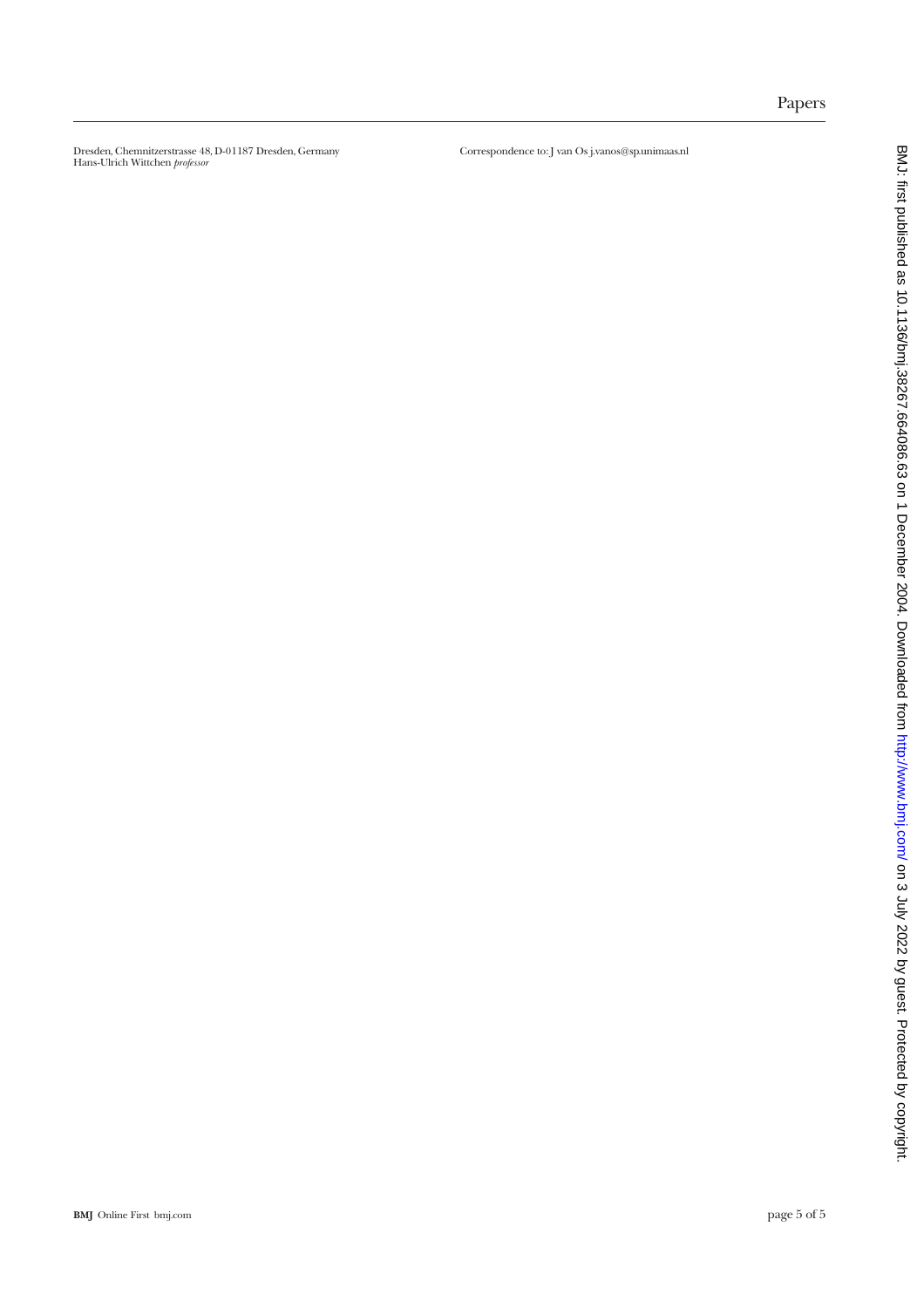Dresden, Chemnitzerstrasse 48, D-01187 Dresden, Germany
Hans-Ulrich Wittchen *professor*

Correspondence to: J van Os j.vanos@sp.unimaas.nl